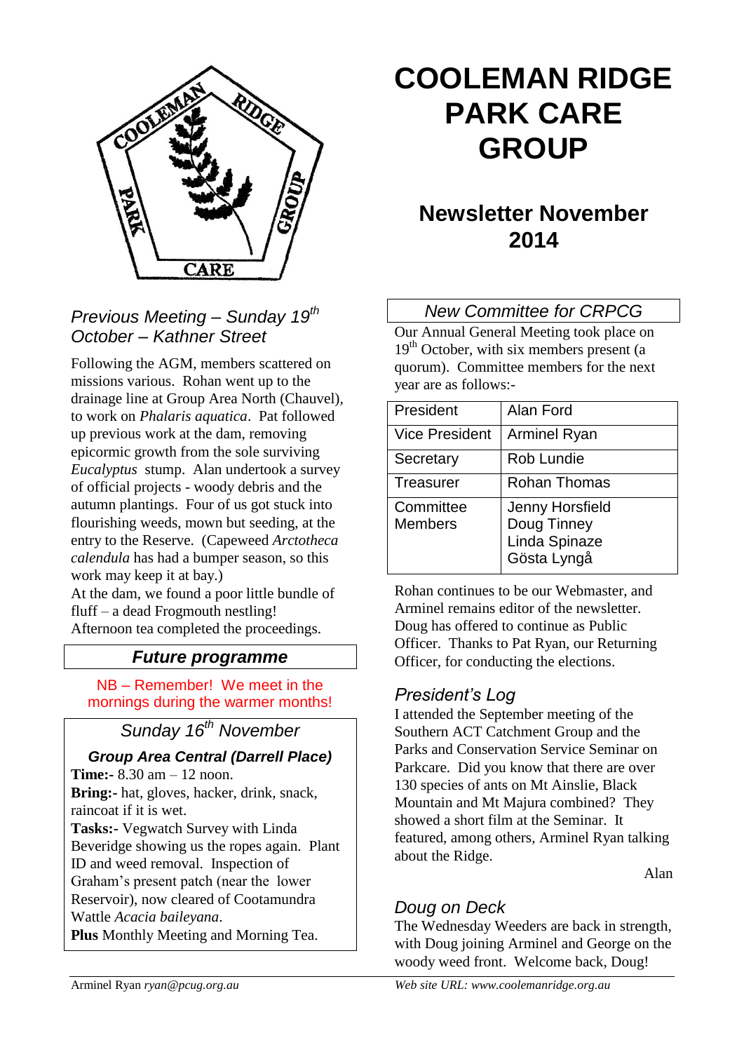# COOLEMAN RIDGE PARK CARE GROUP

## Newsletter November 2014

### *Previous Meeting – Sunday 19th October – Kathner Street*

Following the AGM, members scattered on missions various. Rohan went up to the drainage line at Group Area North (Chauvel), to work on *Phalaris aquatica*. Pat followed up previous work at the dam, removing epicormic growth from the sole surviving *Eucalyptus* stump. Alan undertook a survey of official projects - woody debris and the autumn plantings. Four of us got stuck into flourishing weeds, mown but seeding, at the entry to the Reserve. (Capeweed *Arctotheca calendula* has had a bumper season, so this work may keep it at bay.)

At the dam, we found a poor little bundle of fluff – a dead Frogmouth nestling!

Afternoon tea completed the proceedings.

### *Future programme*

NB – Remember! We meet in the mornings during the warmer months!

### *Sunday 16th November*

***Group Area Central (Darrell Place)***

**Time:-** 8.30 am – 12 noon.

**Bring:-** hat, gloves, hacker, drink, snack, raincoat if it is wet.

**Tasks:-** Vegwatch Survey with Linda Beveridge showing us the ropes again. Plant ID and weed removal. Inspection of Graham's present patch (near the lower Reservoir), now cleared of Cootamundra Wattle *Acacia baileyana*.

**Plus** Monthly Meeting and Morning Tea.

### *New Committee for CRPCG*

Our Annual General Meeting took place on 19th October, with six members present (a quorum). Committee members for the next year are as follows:-

| | |
|---|---|
| President | Alan Ford |
| Vice President | Arminel Ryan |
| Secretary | Rob Lundie |
| Treasurer | Rohan Thomas |
| Committee Members | Jenny Horsfield<br>Doug Tinney<br>Linda Spinaze<br>Gösta Lyngå |

Rohan continues to be our Webmaster, and Arminel remains editor of the newsletter. Doug has offered to continue as Public Officer. Thanks to Pat Ryan, our Returning Officer, for conducting the elections.

### *President's Log*

I attended the September meeting of the Southern ACT Catchment Group and the Parks and Conservation Service Seminar on Parkcare. Did you know that there are over 130 species of ants on Mt Ainslie, Black Mountain and Mt Majura combined? They showed a short film at the Seminar. It featured, among others, Arminel Ryan talking about the Ridge.

Alan

### *Doug on Deck*

The Wednesday Weeders are back in strength, with Doug joining Arminel and George on the woody weed front. Welcome back, Doug!

Arminel Ryan *ryan@pcug.org.au*

*Web site URL: www.coolemanridge.org.au*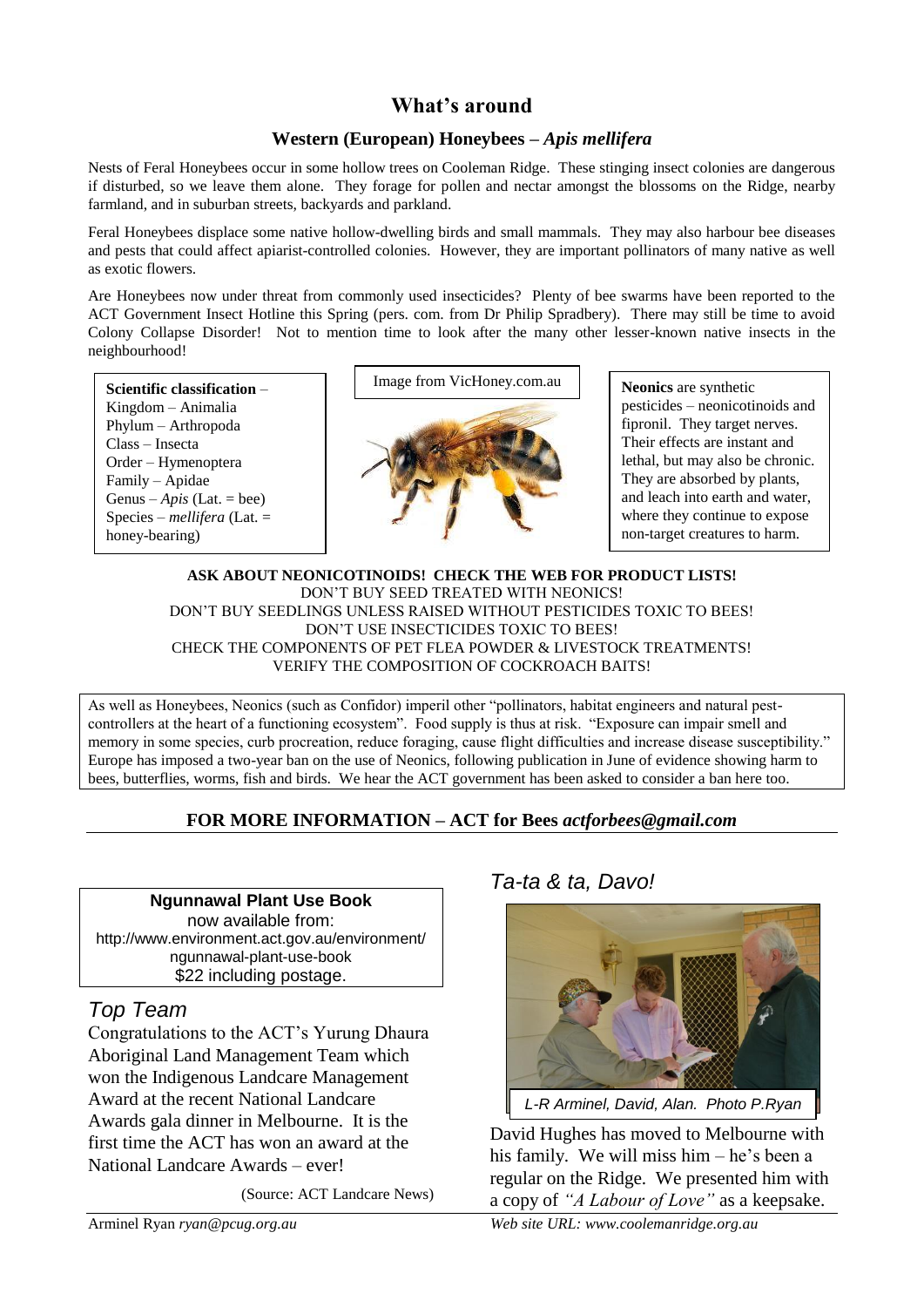# What's around

## Western (European) Honeybees – *Apis mellifera*

Nests of Feral Honeybees occur in some hollow trees on Cooleman Ridge. These stinging insect colonies are dangerous if disturbed, so we leave them alone. They forage for pollen and nectar amongst the blossoms on the Ridge, nearby farmland, and in suburban streets, backyards and parkland.

Feral Honeybees displace some native hollow-dwelling birds and small mammals. They may also harbour bee diseases and pests that could affect apiarist-controlled colonies. However, they are important pollinators of many native as well as exotic flowers.

Are Honeybees now under threat from commonly used insecticides? Plenty of bee swarms have been reported to the ACT Government Insect Hotline this Spring (pers. com. from Dr Philip Spradbery). There may still be time to avoid Colony Collapse Disorder! Not to mention time to look after the many other lesser-known native insects in the neighbourhood!

**Scientific classification** –
Kingdom – Animalia
Phylum – Arthropoda
Class – Insecta
Order – Hymenoptera
Family – Apidae
Genus – *Apis* (Lat. = bee)
Species – *mellifera* (Lat. = honey-bearing)

Image from VicHoney.com.au

**Neonics** are synthetic pesticides – neonicotinoids and fipronil. They target nerves. Their effects are instant and lethal, but may also be chronic. They are absorbed by plants, and leach into earth and water, where they continue to expose non-target creatures to harm.

**ASK ABOUT NEONICOTINOIDS! CHECK THE WEB FOR PRODUCT LISTS!**
DON'T BUY SEED TREATED WITH NEONICS!
DON'T BUY SEEDLINGS UNLESS RAISED WITHOUT PESTICIDES TOXIC TO BEES!
DON'T USE INSECTICIDES TOXIC TO BEES!
CHECK THE COMPONENTS OF PET FLEA POWDER & LIVESTOCK TREATMENTS!
VERIFY THE COMPOSITION OF COCKROACH BAITS!

As well as Honeybees, Neonics (such as Confidor) imperil other "pollinators, habitat engineers and natural pest-controllers at the heart of a functioning ecosystem". Food supply is thus at risk. "Exposure can impair smell and memory in some species, curb procreation, reduce foraging, cause flight difficulties and increase disease susceptibility." Europe has imposed a two-year ban on the use of Neonics, following publication in June of evidence showing harm to bees, butterflies, worms, fish and birds. We hear the ACT government has been asked to consider a ban here too.

**FOR MORE INFORMATION – ACT for Bees *actforbees@gmail.com***

**Ngunnawal Plant Use Book**
now available from:
http://www.environment.act.gov.au/environment/ngunnawal-plant-use-book
$22 including postage.

## *Top Team*

Congratulations to the ACT's Yurung Dhaura Aboriginal Land Management Team which won the Indigenous Landcare Management Award at the recent National Landcare Awards gala dinner in Melbourne. It is the first time the ACT has won an award at the National Landcare Awards – ever!

(Source: ACT Landcare News)

## *Ta-ta & ta, Davo!*

*L-R Arminel, David, Alan. Photo P.Ryan*

David Hughes has moved to Melbourne with his family. We will miss him – he's been a regular on the Ridge. We presented him with a copy of *"A Labour of Love"* as a keepsake.

Arminel Ryan *ryan@pcug.org.au*

*Web site URL: www.coolemanridge.org.au*